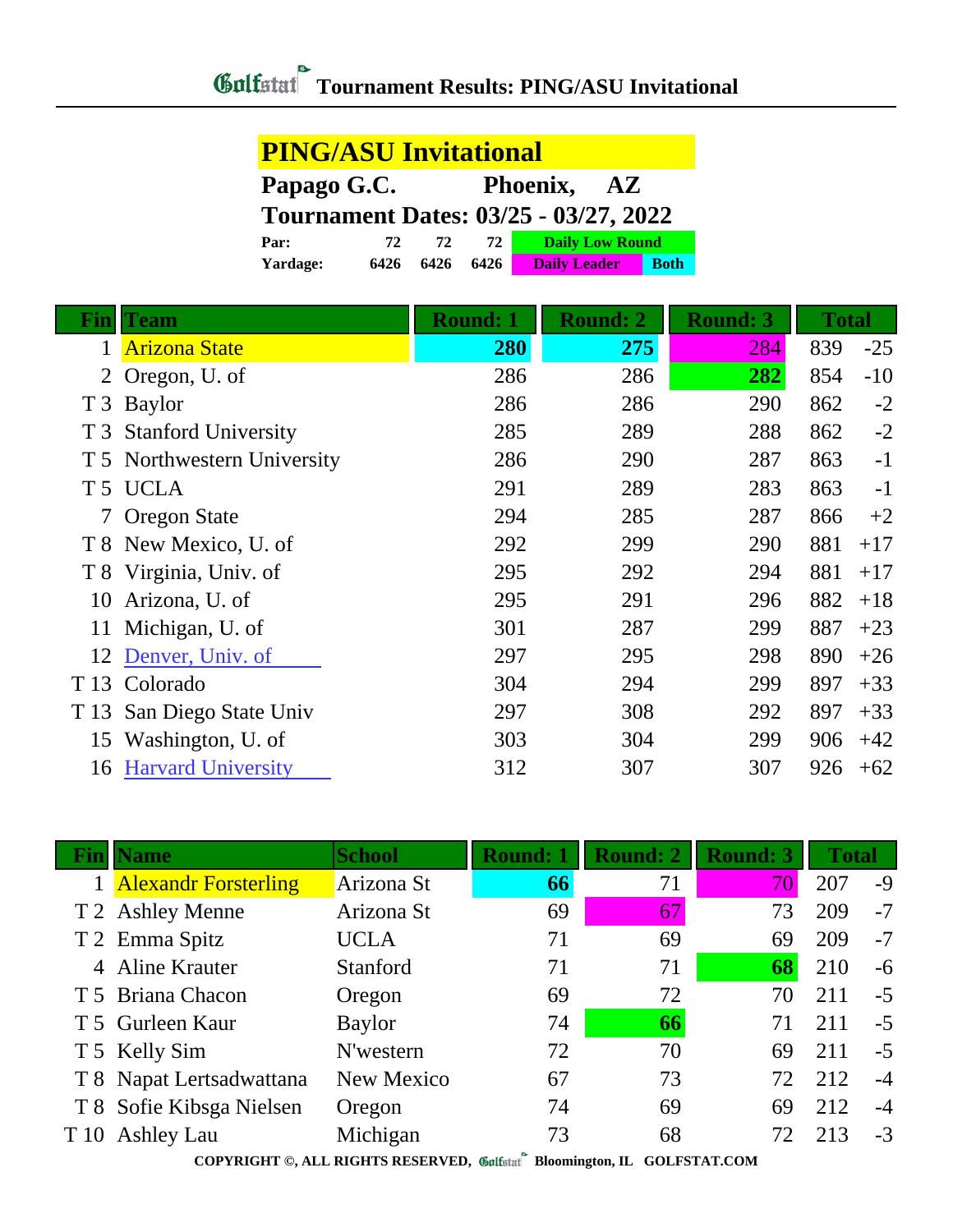# Golfstat Tournament Results: PING/ASU Invitational

## PING/ASU Invitational

**Papago G.C.** **Phoenix, AZ**

**Tournament Dates: 03/25 - 03/27, 2022**

| | | | |
|---|---|---|---|
| **Par:** | 72 | 72 | 72 |
| **Yardage:** | 6426 | 6426 | 6426 |

Legend: Daily Low Round | Daily Leader | Both

| Fin | Team | Round: 1 | Round: 2 | Round: 3 | Total | |
|---|---|---|---|---|---|---|
| 1 | Arizona State | **280** | **275** | 284 | 839 | -25 |
| 2 | Oregon, U. of | 286 | 286 | **282** | 854 | -10 |
| T 3 | Baylor | 286 | 286 | 290 | 862 | -2 |
| T 3 | Stanford University | 285 | 289 | 288 | 862 | -2 |
| T 5 | Northwestern University | 286 | 290 | 287 | 863 | -1 |
| T 5 | UCLA | 291 | 289 | 283 | 863 | -1 |
| 7 | Oregon State | 294 | 285 | 287 | 866 | +2 |
| T 8 | New Mexico, U. of | 292 | 299 | 290 | 881 | +17 |
| T 8 | Virginia, Univ. of | 295 | 292 | 294 | 881 | +17 |
| 10 | Arizona, U. of | 295 | 291 | 296 | 882 | +18 |
| 11 | Michigan, U. of | 301 | 287 | 299 | 887 | +23 |
| 12 | Denver, Univ. of | 297 | 295 | 298 | 890 | +26 |
| T 13 | Colorado | 304 | 294 | 299 | 897 | +33 |
| T 13 | San Diego State Univ | 297 | 308 | 292 | 897 | +33 |
| 15 | Washington, U. of | 303 | 304 | 299 | 906 | +42 |
| 16 | Harvard University | 312 | 307 | 307 | 926 | +62 |

| Fin | Name | School | Round: 1 | Round: 2 | Round: 3 | Total | |
|---|---|---|---|---|---|---|---|
| 1 | Alexandr Forsterling | Arizona St | **66** | 71 | 70 | 207 | -9 |
| T 2 | Ashley Menne | Arizona St | 69 | 67 | 73 | 209 | -7 |
| T 2 | Emma Spitz | UCLA | 71 | 69 | 69 | 209 | -7 |
| 4 | Aline Krauter | Stanford | 71 | 71 | **68** | 210 | -6 |
| T 5 | Briana Chacon | Oregon | 69 | 72 | 70 | 211 | -5 |
| T 5 | Gurleen Kaur | Baylor | 74 | **66** | 71 | 211 | -5 |
| T 5 | Kelly Sim | N'western | 72 | 70 | 69 | 211 | -5 |
| T 8 | Napat Lertsadwattana | New Mexico | 67 | 73 | 72 | 212 | -4 |
| T 8 | Sofie Kibsga Nielsen | Oregon | 74 | 69 | 69 | 212 | -4 |
| T 10 | Ashley Lau | Michigan | 73 | 68 | 72 | 213 | -3 |

COPYRIGHT ©, ALL RIGHTS RESERVED, Golfstat Bloomington, IL GOLFSTAT.COM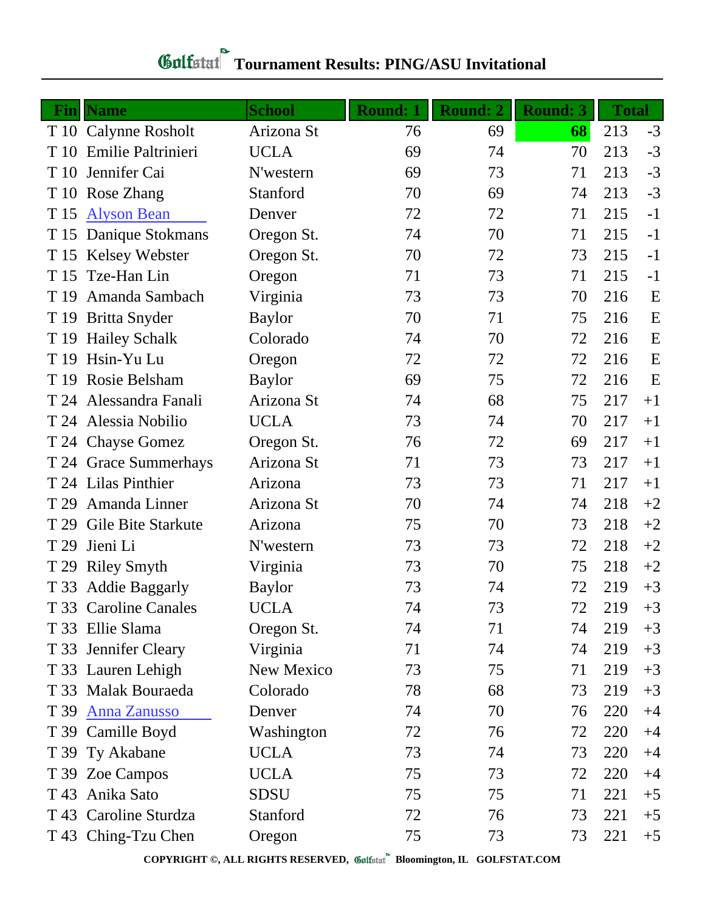# Golfstat Tournament Results: PING/ASU Invitational

| Fin | Name | School | Round: 1 | Round: 2 | Round: 3 | Total | |
|---|---|---|---|---|---|---|---|
| T 10 | Calynne Rosholt | Arizona St | 76 | 69 | **68** | 213 | -3 |
| T 10 | Emilie Paltrinieri | UCLA | 69 | 74 | 70 | 213 | -3 |
| T 10 | Jennifer Cai | N'western | 69 | 73 | 71 | 213 | -3 |
| T 10 | Rose Zhang | Stanford | 70 | 69 | 74 | 213 | -3 |
| T 15 | Alyson Bean | Denver | 72 | 72 | 71 | 215 | -1 |
| T 15 | Danique Stokmans | Oregon St. | 74 | 70 | 71 | 215 | -1 |
| T 15 | Kelsey Webster | Oregon St. | 70 | 72 | 73 | 215 | -1 |
| T 15 | Tze-Han Lin | Oregon | 71 | 73 | 71 | 215 | -1 |
| T 19 | Amanda Sambach | Virginia | 73 | 73 | 70 | 216 | E |
| T 19 | Britta Snyder | Baylor | 70 | 71 | 75 | 216 | E |
| T 19 | Hailey Schalk | Colorado | 74 | 70 | 72 | 216 | E |
| T 19 | Hsin-Yu Lu | Oregon | 72 | 72 | 72 | 216 | E |
| T 19 | Rosie Belsham | Baylor | 69 | 75 | 72 | 216 | E |
| T 24 | Alessandra Fanali | Arizona St | 74 | 68 | 75 | 217 | +1 |
| T 24 | Alessia Nobilio | UCLA | 73 | 74 | 70 | 217 | +1 |
| T 24 | Chayse Gomez | Oregon St. | 76 | 72 | 69 | 217 | +1 |
| T 24 | Grace Summerhays | Arizona St | 71 | 73 | 73 | 217 | +1 |
| T 24 | Lilas Pinthier | Arizona | 73 | 73 | 71 | 217 | +1 |
| T 29 | Amanda Linner | Arizona St | 70 | 74 | 74 | 218 | +2 |
| T 29 | Gile Bite Starkute | Arizona | 75 | 70 | 73 | 218 | +2 |
| T 29 | Jieni Li | N'western | 73 | 73 | 72 | 218 | +2 |
| T 29 | Riley Smyth | Virginia | 73 | 70 | 75 | 218 | +2 |
| T 33 | Addie Baggarly | Baylor | 73 | 74 | 72 | 219 | +3 |
| T 33 | Caroline Canales | UCLA | 74 | 73 | 72 | 219 | +3 |
| T 33 | Ellie Slama | Oregon St. | 74 | 71 | 74 | 219 | +3 |
| T 33 | Jennifer Cleary | Virginia | 71 | 74 | 74 | 219 | +3 |
| T 33 | Lauren Lehigh | New Mexico | 73 | 75 | 71 | 219 | +3 |
| T 33 | Malak Bouraeda | Colorado | 78 | 68 | 73 | 219 | +3 |
| T 39 | Anna Zanusso | Denver | 74 | 70 | 76 | 220 | +4 |
| T 39 | Camille Boyd | Washington | 72 | 76 | 72 | 220 | +4 |
| T 39 | Ty Akabane | UCLA | 73 | 74 | 73 | 220 | +4 |
| T 39 | Zoe Campos | UCLA | 75 | 73 | 72 | 220 | +4 |
| T 43 | Anika Sato | SDSU | 75 | 75 | 71 | 221 | +5 |
| T 43 | Caroline Sturdza | Stanford | 72 | 76 | 73 | 221 | +5 |
| T 43 | Ching-Tzu Chen | Oregon | 75 | 73 | 73 | 221 | +5 |

COPYRIGHT ©, ALL RIGHTS RESERVED, Golfstat Bloomington, IL GOLFSTAT.COM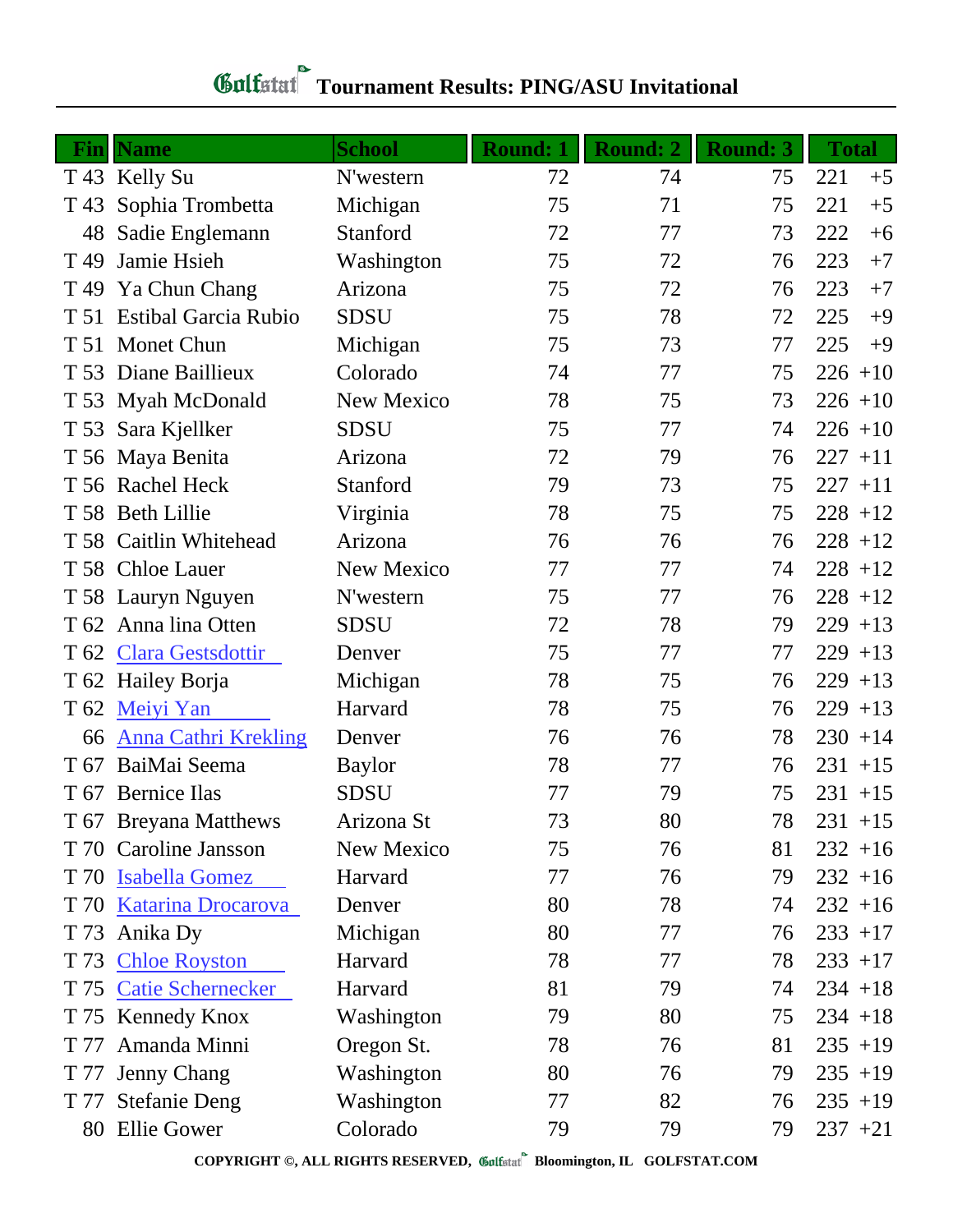# Golfstat Tournament Results: PING/ASU Invitational

| Fin | Name | School | Round: 1 | Round: 2 | Round: 3 | Total | |
|---|---|---|---|---|---|---|---|
| T 43 | Kelly Su | N'western | 72 | 74 | 75 | 221 | +5 |
| T 43 | Sophia Trombetta | Michigan | 75 | 71 | 75 | 221 | +5 |
| 48 | Sadie Englemann | Stanford | 72 | 77 | 73 | 222 | +6 |
| T 49 | Jamie Hsieh | Washington | 75 | 72 | 76 | 223 | +7 |
| T 49 | Ya Chun Chang | Arizona | 75 | 72 | 76 | 223 | +7 |
| T 51 | Estibal Garcia Rubio | SDSU | 75 | 78 | 72 | 225 | +9 |
| T 51 | Monet Chun | Michigan | 75 | 73 | 77 | 225 | +9 |
| T 53 | Diane Baillieux | Colorado | 74 | 77 | 75 | 226 | +10 |
| T 53 | Myah McDonald | New Mexico | 78 | 75 | 73 | 226 | +10 |
| T 53 | Sara Kjellker | SDSU | 75 | 77 | 74 | 226 | +10 |
| T 56 | Maya Benita | Arizona | 72 | 79 | 76 | 227 | +11 |
| T 56 | Rachel Heck | Stanford | 79 | 73 | 75 | 227 | +11 |
| T 58 | Beth Lillie | Virginia | 78 | 75 | 75 | 228 | +12 |
| T 58 | Caitlin Whitehead | Arizona | 76 | 76 | 76 | 228 | +12 |
| T 58 | Chloe Lauer | New Mexico | 77 | 77 | 74 | 228 | +12 |
| T 58 | Lauryn Nguyen | N'western | 75 | 77 | 76 | 228 | +12 |
| T 62 | Anna lina Otten | SDSU | 72 | 78 | 79 | 229 | +13 |
| T 62 | Clara Gestsdottir | Denver | 75 | 77 | 77 | 229 | +13 |
| T 62 | Hailey Borja | Michigan | 78 | 75 | 76 | 229 | +13 |
| T 62 | Meiyi Yan | Harvard | 78 | 75 | 76 | 229 | +13 |
| 66 | Anna Cathri Krekling | Denver | 76 | 76 | 78 | 230 | +14 |
| T 67 | BaiMai Seema | Baylor | 78 | 77 | 76 | 231 | +15 |
| T 67 | Bernice Ilas | SDSU | 77 | 79 | 75 | 231 | +15 |
| T 67 | Breyana Matthews | Arizona St | 73 | 80 | 78 | 231 | +15 |
| T 70 | Caroline Jansson | New Mexico | 75 | 76 | 81 | 232 | +16 |
| T 70 | Isabella Gomez | Harvard | 77 | 76 | 79 | 232 | +16 |
| T 70 | Katarina Drocarova | Denver | 80 | 78 | 74 | 232 | +16 |
| T 73 | Anika Dy | Michigan | 80 | 77 | 76 | 233 | +17 |
| T 73 | Chloe Royston | Harvard | 78 | 77 | 78 | 233 | +17 |
| T 75 | Catie Schernecker | Harvard | 81 | 79 | 74 | 234 | +18 |
| T 75 | Kennedy Knox | Washington | 79 | 80 | 75 | 234 | +18 |
| T 77 | Amanda Minni | Oregon St. | 78 | 76 | 81 | 235 | +19 |
| T 77 | Jenny Chang | Washington | 80 | 76 | 79 | 235 | +19 |
| T 77 | Stefanie Deng | Washington | 77 | 82 | 76 | 235 | +19 |
| 80 | Ellie Gower | Colorado | 79 | 79 | 79 | 237 | +21 |

COPYRIGHT ©, ALL RIGHTS RESERVED, Golfstat Bloomington, IL GOLFSTAT.COM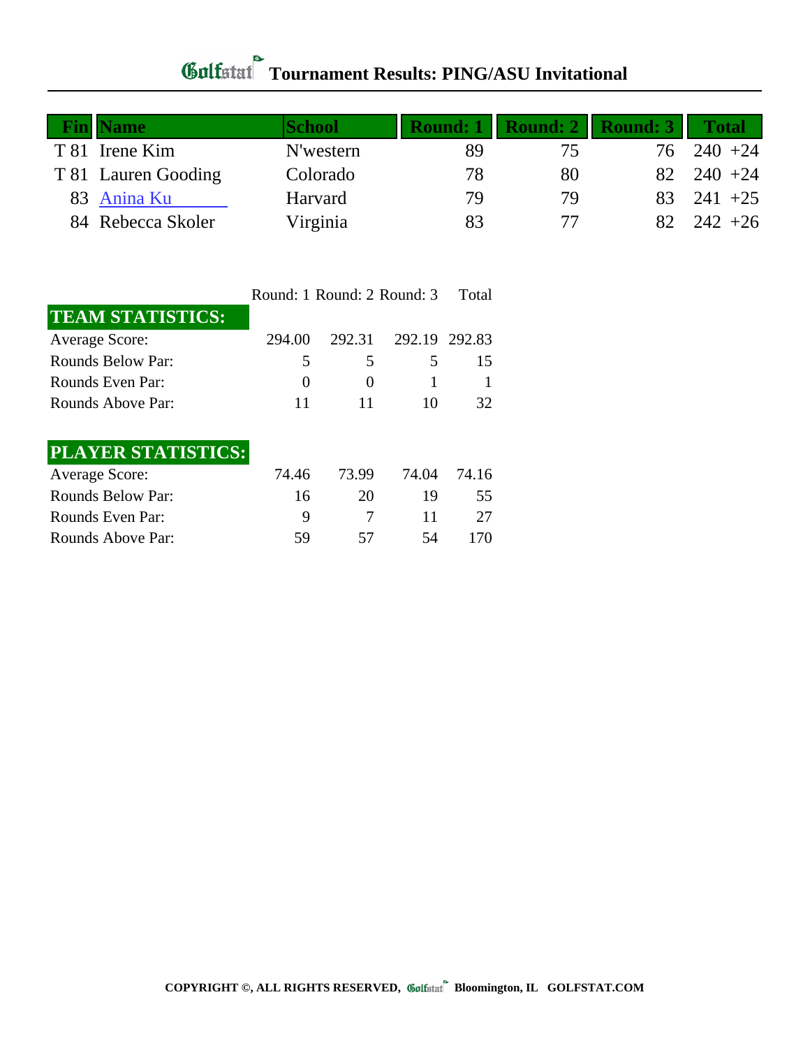# Golfstat Tournament Results: PING/ASU Invitational

| Fin | Name | School | Round: 1 | Round: 2 | Round: 3 | Total | |
|---|---|---|---|---|---|---|---|
| T 81 | Irene Kim | N'western | 89 | 75 | 76 | 240 | +24 |
| T 81 | Lauren Gooding | Colorado | 78 | 80 | 82 | 240 | +24 |
| 83 | Anina Ku | Harvard | 79 | 79 | 83 | 241 | +25 |
| 84 | Rebecca Skoler | Virginia | 83 | 77 | 82 | 242 | +26 |

| | Round: 1 | Round: 2 | Round: 3 | Total |
|---|---|---|---|---|
| **TEAM STATISTICS:** | | | | |
| Average Score: | 294.00 | 292.31 | 292.19 | 292.83 |
| Rounds Below Par: | 5 | 5 | 5 | 15 |
| Rounds Even Par: | 0 | 0 | 1 | 1 |
| Rounds Above Par: | 11 | 11 | 10 | 32 |
| **PLAYER STATISTICS:** | | | | |
| Average Score: | 74.46 | 73.99 | 74.04 | 74.16 |
| Rounds Below Par: | 16 | 20 | 19 | 55 |
| Rounds Even Par: | 9 | 7 | 11 | 27 |
| Rounds Above Par: | 59 | 57 | 54 | 170 |

**COPYRIGHT ©, ALL RIGHTS RESERVED, Golfstat Bloomington, IL GOLFSTAT.COM**